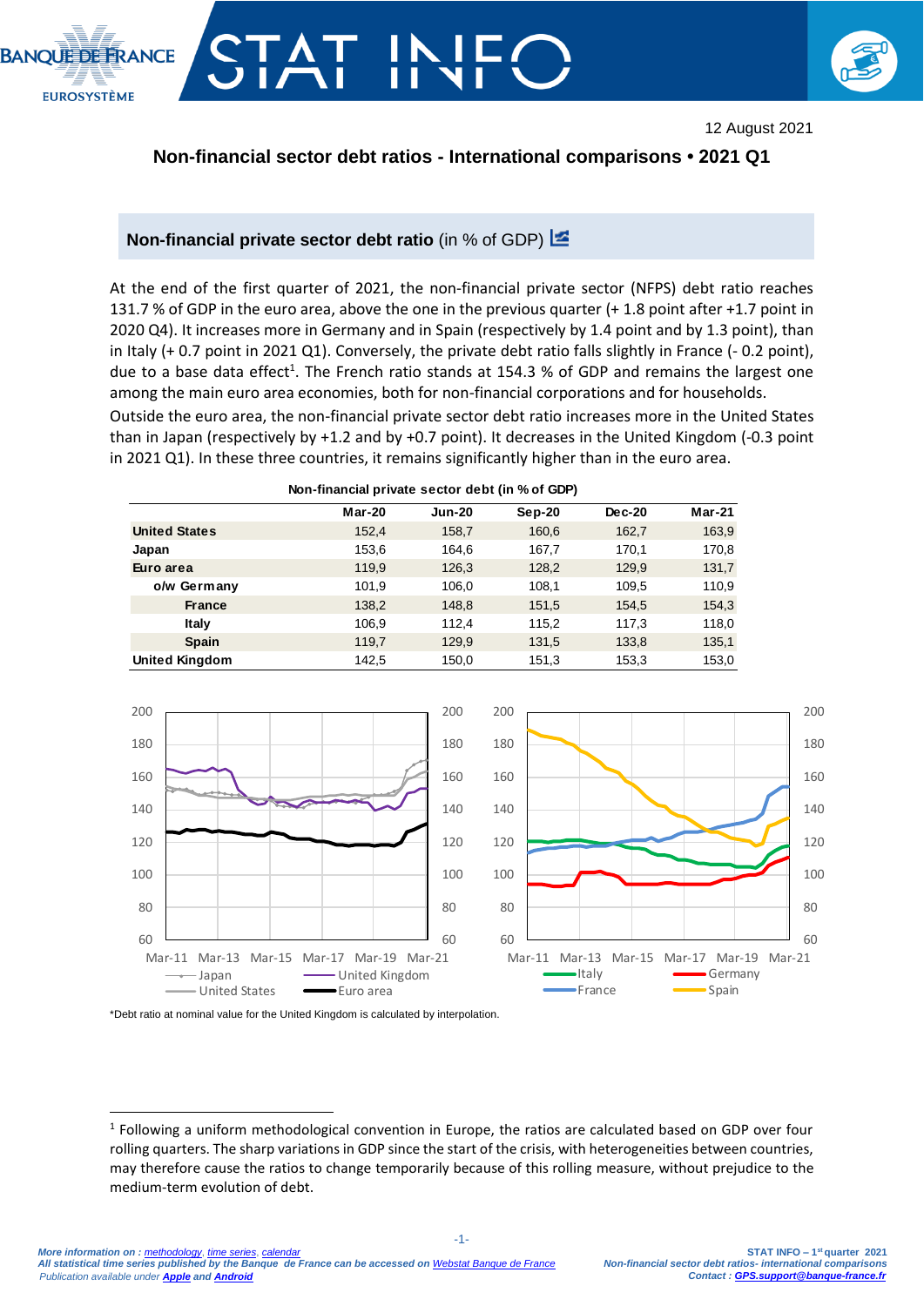12 August 2021

# Non-financial sector debt ratios - International comparisons • 2021 Q1

## Non-financial private sector debt ratio (in % of GDP)

At the end of the first quarter of 2021, the non-financial private sector (NFPS) debt ratio reaches 131.7 % of GDP in the euro area, above the one in the previous quarter (+ 1.8 point after +1.7 point in 2020 Q4). It increases more in Germany and in Spain (respectively by 1.4 point and by 1.3 point), than in Italy (+ 0.7 point in 2021 Q1). Conversely, the private debt ratio falls slightly in France (- 0.2 point), due to a base data effect[1]. The French ratio stands at 154.3 % of GDP and remains the largest one among the main euro area economies, both for non-financial corporations and for households.

Outside the euro area, the non-financial private sector debt ratio increases more in the United States than in Japan (respectively by +1.2 and by +0.7 point). It decreases in the United Kingdom (-0.3 point in 2021 Q1). In these three countries, it remains significantly higher than in the euro area.

**Non-financial private sector debt (in % of GDP)**

| | Mar-20 | Jun-20 | Sep-20 | Dec-20 | Mar-21 |
|---|---|---|---|---|---|
| **United States** | 152,4 | 158,7 | 160,6 | 162,7 | 163,9 |
| **Japan** | 153,6 | 164,6 | 167,7 | 170,1 | 170,8 |
| **Euro area** | 119,9 | 126,3 | 128,2 | 129,9 | 131,7 |
| **o/w Germany** | 101,9 | 106,0 | 108,1 | 109,5 | 110,9 |
| **France** | 138,2 | 148,8 | 151,5 | 154,5 | 154,3 |
| **Italy** | 106,9 | 112,4 | 115,2 | 117,3 | 118,0 |
| **Spain** | 119,7 | 129,9 | 131,5 | 133,8 | 135,1 |
| **United Kingdom** | 142,5 | 150,0 | 151,3 | 153,3 | 153,0 |

*Debt ratio at nominal value for the United Kingdom is calculated by interpolation.

---

[1] Following a uniform methodological convention in Europe, the ratios are calculated based on GDP over four rolling quarters. The sharp variations in GDP since the start of the crisis, with heterogeneities between countries, may therefore cause the ratios to change temporarily because of this rolling measure, without prejudice to the medium-term evolution of debt.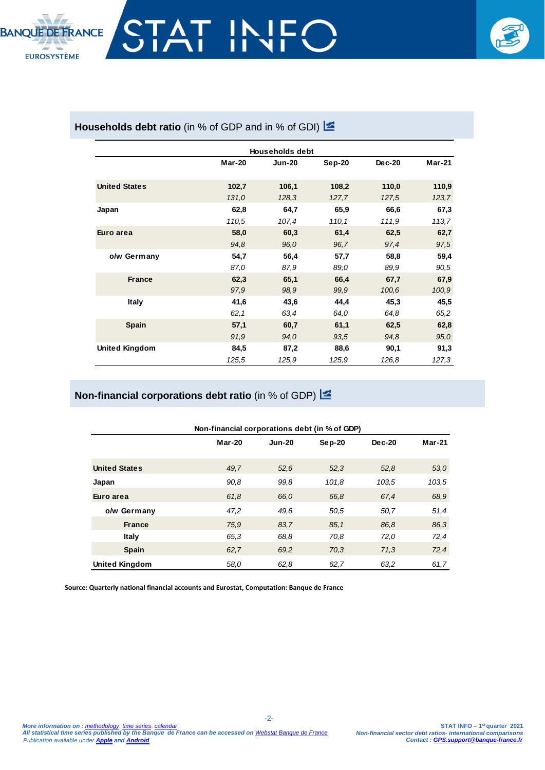## Households debt ratio (in % of GDP and in % of GDI)

| Households debt | Mar-20 | Jun-20 | Sep-20 | Dec-20 | Mar-21 |
|---|---|---|---|---|---|
| **United States** | **102,7** | **106,1** | **108,2** | **110,0** | **110,9** |
| | *131,0* | *128,3* | *127,7* | *127,5* | *123,7* |
| **Japan** | **62,8** | **64,7** | **65,9** | **66,6** | **67,3** |
| | *110,5* | *107,4* | *110,1* | *111,9* | *113,7* |
| **Euro area** | **58,0** | **60,3** | **61,4** | **62,5** | **62,7** |
| | *94,8* | *96,0* | *96,7* | *97,4* | *97,5* |
| **o/w Germany** | **54,7** | **56,4** | **57,7** | **58,8** | **59,4** |
| | *87,0* | *87,9* | *89,0* | *89,9* | *90,5* |
| **France** | **62,3** | **65,1** | **66,4** | **67,7** | **67,9** |
| | *97,9* | *98,9* | *99,9* | *100,6* | *100,9* |
| **Italy** | **41,6** | **43,6** | **44,4** | **45,3** | **45,5** |
| | *62,1* | *63,4* | *64,0* | *64,8* | *65,2* |
| **Spain** | **57,1** | **60,7** | **61,1** | **62,5** | **62,8** |
| | *91,9* | *94,0* | *93,5* | *94,8* | *95,0* |
| **United Kingdom** | **84,5** | **87,2** | **88,6** | **90,1** | **91,3** |
| | *125,5* | *125,9* | *125,9* | *126,8* | *127,3* |

## Non-financial corporations debt ratio (in % of GDP)

| Non-financial corporations debt (in % of GDP) | Mar-20 | Jun-20 | Sep-20 | Dec-20 | Mar-21 |
|---|---|---|---|---|---|
| **United States** | *49,7* | *52,6* | *52,3* | *52,8* | *53,0* |
| **Japan** | *90,8* | *99,8* | *101,8* | *103,5* | *103,5* |
| **Euro area** | *61,8* | *66,0* | *66,8* | *67,4* | *68,9* |
| **o/w Germany** | *47,2* | *49,6* | *50,5* | *50,7* | *51,4* |
| **France** | *75,9* | *83,7* | *85,1* | *86,8* | *86,3* |
| **Italy** | *65,3* | *68,8* | *70,8* | *72,0* | *72,4* |
| **Spain** | *62,7* | *69,2* | *70,3* | *71,3* | *72,4* |
| **United Kingdom** | *58,0* | *62,8* | *62,7* | *63,2* | *61,7* |

**Source: Quarterly national financial accounts and Eurostat, Computation: Banque de France**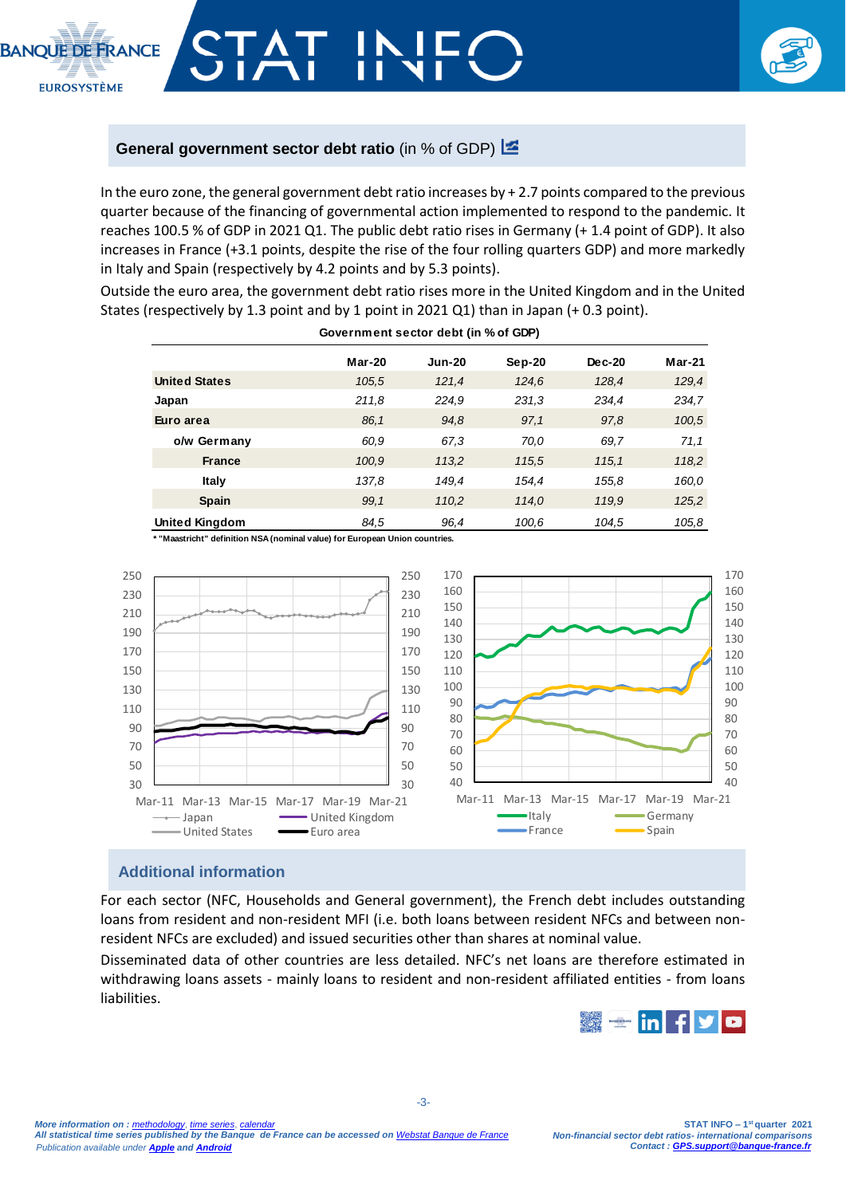## General government sector debt ratio (in % of GDP)

In the euro zone, the general government debt ratio increases by + 2.7 points compared to the previous quarter because of the financing of governmental action implemented to respond to the pandemic. It reaches 100.5 % of GDP in 2021 Q1. The public debt ratio rises in Germany (+ 1.4 point of GDP). It also increases in France (+3.1 points, despite the rise of the four rolling quarters GDP) and more markedly in Italy and Spain (respectively by 4.2 points and by 5.3 points).

Outside the euro area, the government debt ratio rises more in the United Kingdom and in the United States (respectively by 1.3 point and by 1 point in 2021 Q1) than in Japan (+ 0.3 point).

**Government sector debt (in % of GDP)**

| | Mar-20 | Jun-20 | Sep-20 | Dec-20 | Mar-21 |
|---|---|---|---|---|---|
| United States | 105,5 | 121,4 | 124,6 | 128,4 | 129,4 |
| Japan | 211,8 | 224,9 | 231,3 | 234,4 | 234,7 |
| Euro area | 86,1 | 94,8 | 97,1 | 97,8 | 100,5 |
| o/w Germany | 60,9 | 67,3 | 70,0 | 69,7 | 71,1 |
| France | 100,9 | 113,2 | 115,5 | 115,1 | 118,2 |
| Italy | 137,8 | 149,4 | 154,4 | 155,8 | 160,0 |
| Spain | 99,1 | 110,2 | 114,0 | 119,9 | 125,2 |
| United Kingdom | 84,5 | 96,4 | 100,6 | 104,5 | 105,8 |

* "Maastricht" definition NSA (nominal value) for European Union countries.

## Additional information

For each sector (NFC, Households and General government), the French debt includes outstanding loans from resident and non-resident MFI (i.e. both loans between resident NFCs and between non-resident NFCs are excluded) and issued securities other than shares at nominal value.

Disseminated data of other countries are less detailed. NFC's net loans are therefore estimated in withdrawing loans assets - mainly loans to resident and non-resident affiliated entities - from loans liabilities.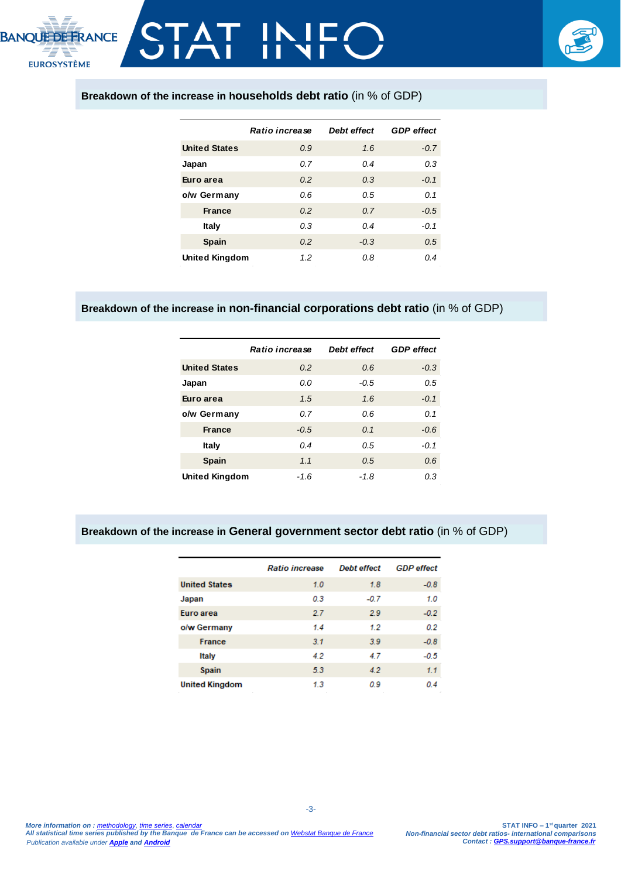## Breakdown of the increase in **households debt ratio** (in % of GDP)

| | *Ratio increase* | *Debt effect* | *GDP effect* |
|---|---|---|---|
| **United States** | *0.9* | *1.6* | *-0.7* |
| **Japan** | *0.7* | *0.4* | *0.3* |
| **Euro area** | *0.2* | *0.3* | *-0.1* |
| **o/w Germany** | *0.6* | *0.5* | *0.1* |
| **France** | *0.2* | *0.7* | *-0.5* |
| **Italy** | *0.3* | *0.4* | *-0.1* |
| **Spain** | *0.2* | *-0.3* | *0.5* |
| **United Kingdom** | *1.2* | *0.8* | *0.4* |

## Breakdown of the increase in **non-financial corporations debt ratio** (in % of GDP)

| | *Ratio increase* | *Debt effect* | *GDP effect* |
|---|---|---|---|
| **United States** | *0.2* | *0.6* | *-0.3* |
| **Japan** | *0.0* | *-0.5* | *0.5* |
| **Euro area** | *1.5* | *1.6* | *-0.1* |
| **o/w Germany** | *0.7* | *0.6* | *0.1* |
| **France** | *-0.5* | *0.1* | *-0.6* |
| **Italy** | *0.4* | *0.5* | *-0.1* |
| **Spain** | *1.1* | *0.5* | *0.6* |
| **United Kingdom** | *-1.6* | *-1.8* | *0.3* |

## Breakdown of the increase in **General government sector debt ratio** (in % of GDP)

| | *Ratio increase* | *Debt effect* | *GDP effect* |
|---|---|---|---|
| **United States** | *1.0* | *1.8* | *-0.8* |
| **Japan** | *0.3* | *-0.7* | *1.0* |
| **Euro area** | *2.7* | *2.9* | *-0.2* |
| **o/w Germany** | *1.4* | *1.2* | *0.2* |
| **France** | *3.1* | *3.9* | *-0.8* |
| **Italy** | *4.2* | *4.7* | *-0.5* |
| **Spain** | *5.3* | *4.2* | *1.1* |
| **United Kingdom** | *1.3* | *0.9* | *0.4* |

*More information on : methodology, time series, calendar*
*All statistical time series published by the Banque de France can be accessed on Webstat Banque de France*
*Publication available under **Apple** and **Android***

**STAT INFO – 1st quarter 2021**
*Non-financial sector debt ratios- international comparisons*
*Contact : **GPS.support@banque-france.fr***